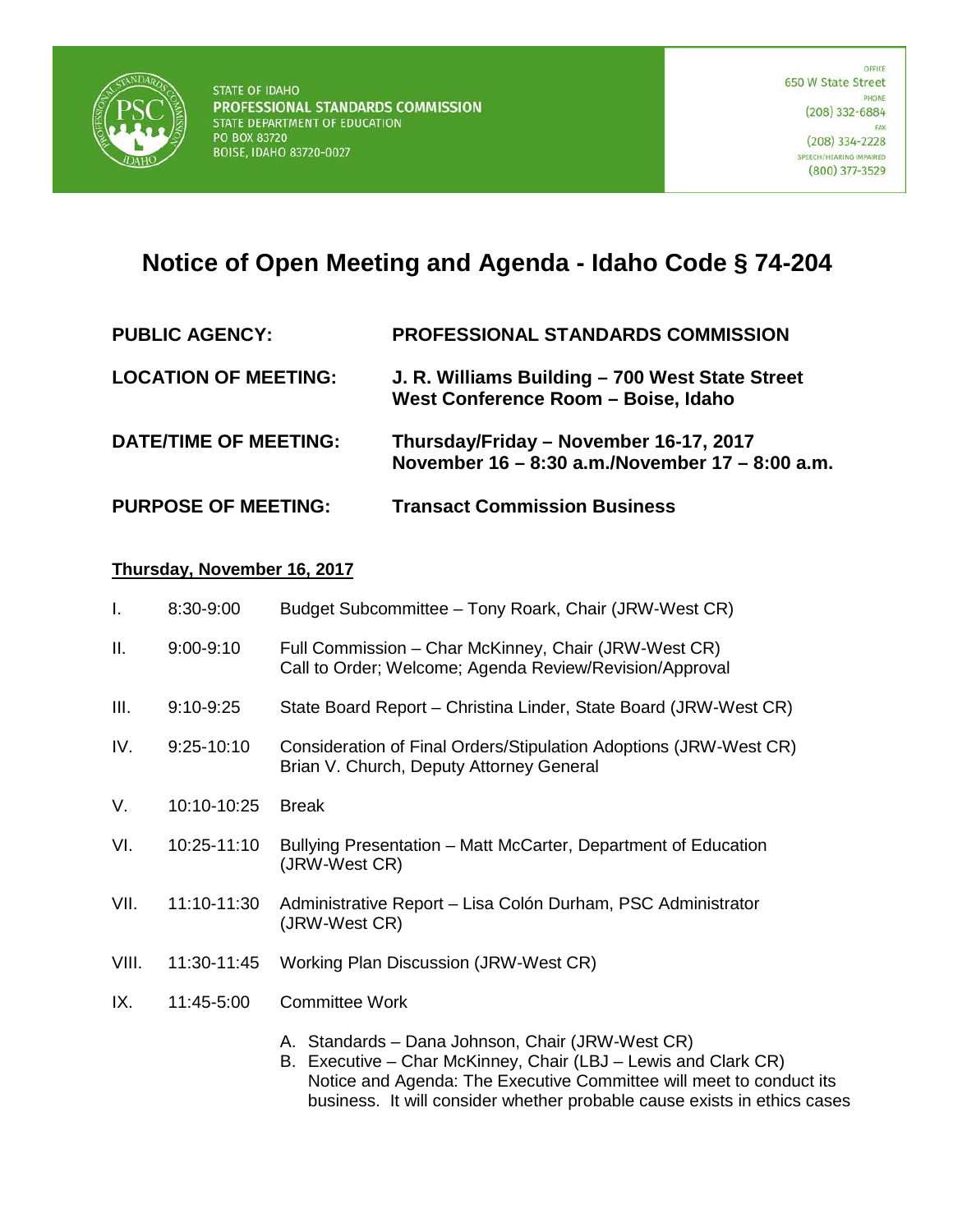STATE OF IDAHO
**PROFESSIONAL STANDARDS COMMISSION**
STATE DEPARTMENT OF EDUCATION
PO BOX 83720
BOISE, IDAHO 83720-0027

OFFICE
650 W State Street
PHONE
(208) 332-6884
FAX
(208) 334-2228
SPEECH/HEARING IMPAIRED
(800) 377-3529

# Notice of Open Meeting and Agenda - Idaho Code § 74-204

| | |
|---|---|
| **PUBLIC AGENCY:** | **PROFESSIONAL STANDARDS COMMISSION** |
| **LOCATION OF MEETING:** | **J. R. Williams Building – 700 West State Street West Conference Room – Boise, Idaho** |
| **DATE/TIME OF MEETING:** | **Thursday/Friday – November 16-17, 2017 November 16 – 8:30 a.m./November 17 – 8:00 a.m.** |
| **PURPOSE OF MEETING:** | **Transact Commission Business** |

**Thursday, November 16, 2017**

| | | |
|---|---|---|
| I. | 8:30-9:00 | Budget Subcommittee – Tony Roark, Chair (JRW-West CR) |
| II. | 9:00-9:10 | Full Commission – Char McKinney, Chair (JRW-West CR) Call to Order; Welcome; Agenda Review/Revision/Approval |
| III. | 9:10-9:25 | State Board Report – Christina Linder, State Board (JRW-West CR) |
| IV. | 9:25-10:10 | Consideration of Final Orders/Stipulation Adoptions (JRW-West CR) Brian V. Church, Deputy Attorney General |
| V. | 10:10-10:25 | Break |
| VI. | 10:25-11:10 | Bullying Presentation – Matt McCarter, Department of Education (JRW-West CR) |
| VII. | 11:10-11:30 | Administrative Report – Lisa Colón Durham, PSC Administrator (JRW-West CR) |
| VIII. | 11:30-11:45 | Working Plan Discussion (JRW-West CR) |
| IX. | 11:45-5:00 | Committee Work |

A. Standards – Dana Johnson, Chair (JRW-West CR)
B. Executive – Char McKinney, Chair (LBJ – Lewis and Clark CR)
Notice and Agenda: The Executive Committee will meet to conduct its business. It will consider whether probable cause exists in ethics cases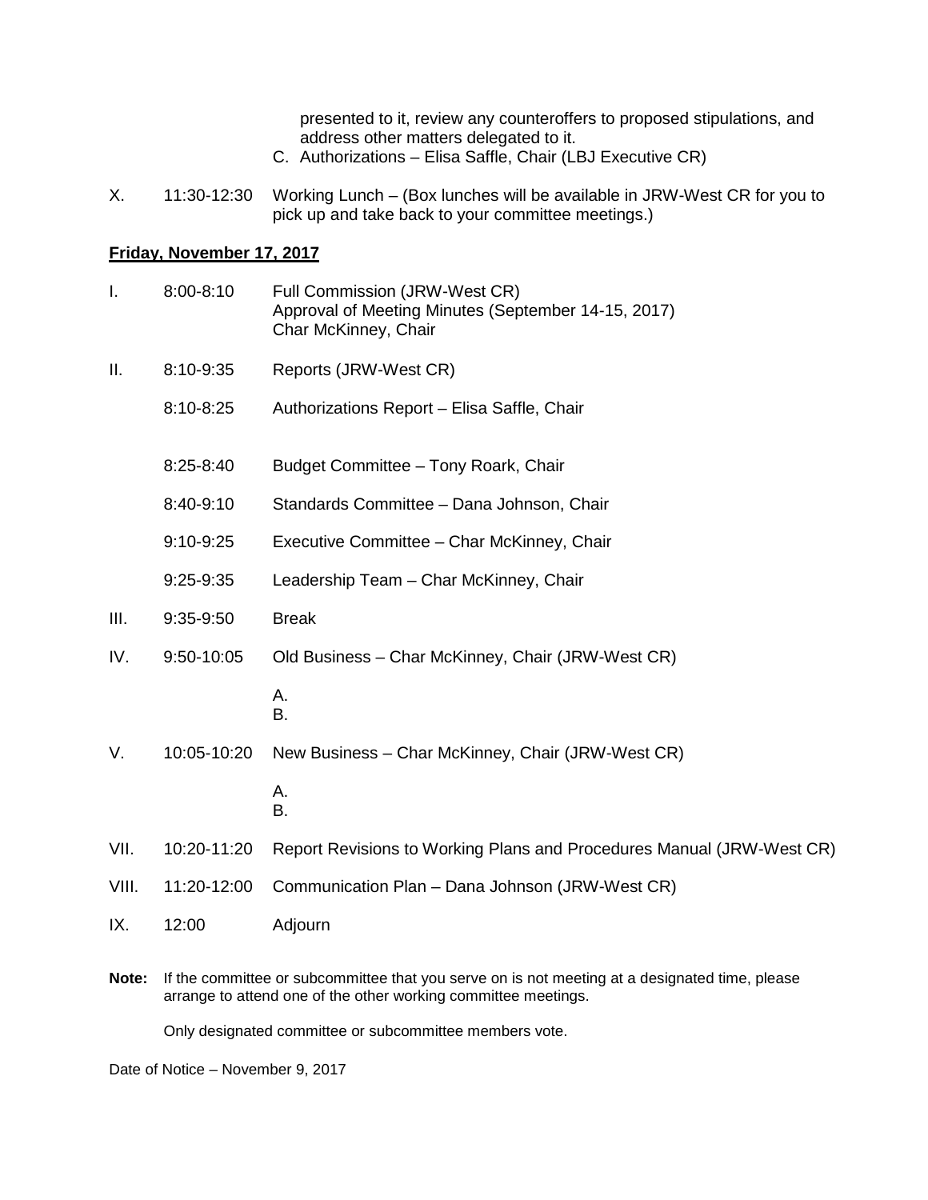presented to it, review any counteroffers to proposed stipulations, and address other matters delegated to it.

C. Authorizations – Elisa Saffle, Chair (LBJ Executive CR)

X. 11:30-12:30 Working Lunch – (Box lunches will be available in JRW-West CR for you to pick up and take back to your committee meetings.)

**Friday, November 17, 2017**

I. 8:00-8:10 Full Commission (JRW-West CR)
Approval of Meeting Minutes (September 14-15, 2017)
Char McKinney, Chair

II. 8:10-9:35 Reports (JRW-West CR)

8:10-8:25 Authorizations Report – Elisa Saffle, Chair

8:25-8:40 Budget Committee – Tony Roark, Chair

8:40-9:10 Standards Committee – Dana Johnson, Chair

9:10-9:25 Executive Committee – Char McKinney, Chair

9:25-9:35 Leadership Team – Char McKinney, Chair

III. 9:35-9:50 Break

IV. 9:50-10:05 Old Business – Char McKinney, Chair (JRW-West CR)

A.
B.

V. 10:05-10:20 New Business – Char McKinney, Chair (JRW-West CR)

A.
B.

VII. 10:20-11:20 Report Revisions to Working Plans and Procedures Manual (JRW-West CR)

VIII. 11:20-12:00 Communication Plan – Dana Johnson (JRW-West CR)

IX. 12:00 Adjourn

**Note:** If the committee or subcommittee that you serve on is not meeting at a designated time, please arrange to attend one of the other working committee meetings.

Only designated committee or subcommittee members vote.

Date of Notice – November 9, 2017